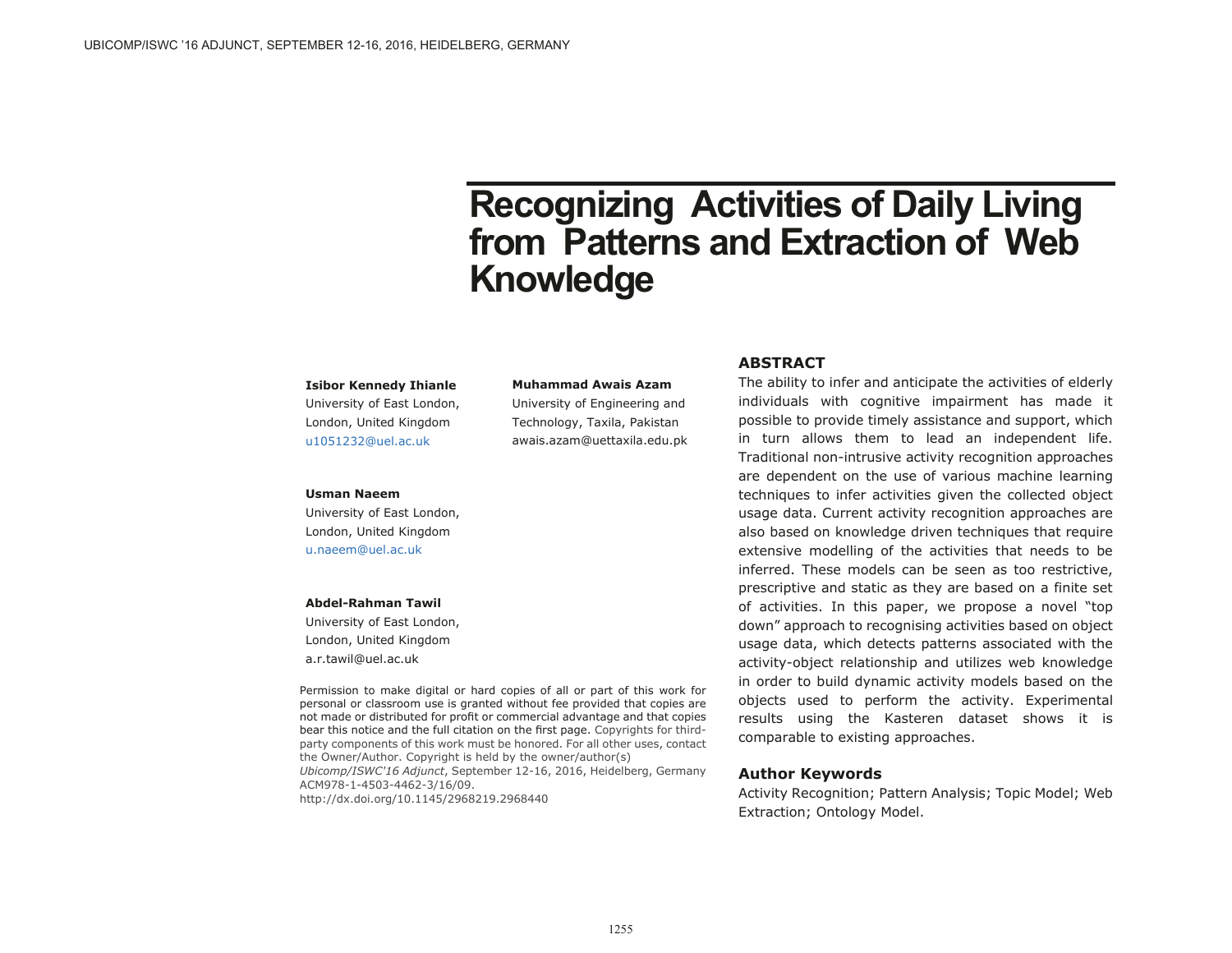# Recognizing Activities of Daily Living from Patterns and Extraction of Web Knowledge

**Isibor Kennedy Ihianle**
University of East London,
London, United Kingdom
u1051232@uel.ac.uk

**Muhammad Awais Azam**
University of Engineering and Technology, Taxila, Pakistan
awais.azam@uettaxila.edu.pk

**Usman Naeem**
University of East London,
London, United Kingdom
u.naeem@uel.ac.uk

**Abdel-Rahman Tawil**
University of East London,
London, United Kingdom
a.r.tawil@uel.ac.uk

Permission to make digital or hard copies of all or part of this work for personal or classroom use is granted without fee provided that copies are not made or distributed for profit or commercial advantage and that copies bear this notice and the full citation on the first page. Copyrights for third-party components of this work must be honored. For all other uses, contact the Owner/Author. Copyright is held by the owner/author(s)
*Ubicomp/ISWC'16 Adjunct*, September 12-16, 2016, Heidelberg, Germany
ACM978-1-4503-4462-3/16/09.
http://dx.doi.org/10.1145/2968219.2968440

## ABSTRACT

The ability to infer and anticipate the activities of elderly individuals with cognitive impairment has made it possible to provide timely assistance and support, which in turn allows them to lead an independent life. Traditional non-intrusive activity recognition approaches are dependent on the use of various machine learning techniques to infer activities given the collected object usage data. Current activity recognition approaches are also based on knowledge driven techniques that require extensive modelling of the activities that needs to be inferred. These models can be seen as too restrictive, prescriptive and static as they are based on a finite set of activities. In this paper, we propose a novel "top down" approach to recognising activities based on object usage data, which detects patterns associated with the activity-object relationship and utilizes web knowledge in order to build dynamic activity models based on the objects used to perform the activity. Experimental results using the Kasteren dataset shows it is comparable to existing approaches.

## Author Keywords

Activity Recognition; Pattern Analysis; Topic Model; Web Extraction; Ontology Model.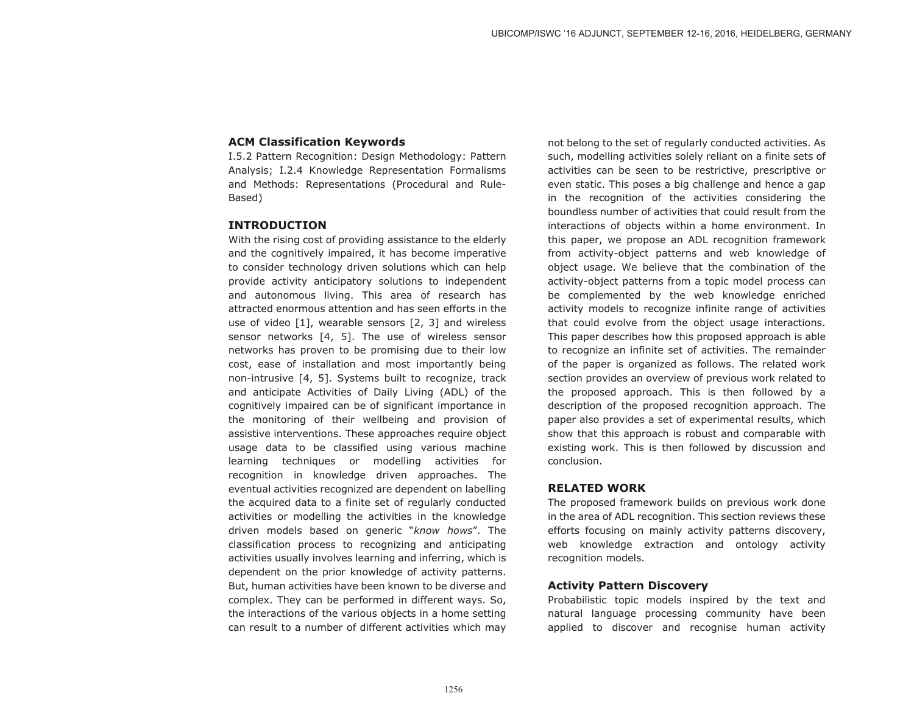## ACM Classification Keywords

I.5.2 Pattern Recognition: Design Methodology: Pattern Analysis; I.2.4 Knowledge Representation Formalisms and Methods: Representations (Procedural and Rule-Based)

## INTRODUCTION

With the rising cost of providing assistance to the elderly and the cognitively impaired, it has become imperative to consider technology driven solutions which can help provide activity anticipatory solutions to independent and autonomous living. This area of research has attracted enormous attention and has seen efforts in the use of video [1], wearable sensors [2, 3] and wireless sensor networks [4, 5]. The use of wireless sensor networks has proven to be promising due to their low cost, ease of installation and most importantly being non-intrusive [4, 5]. Systems built to recognize, track and anticipate Activities of Daily Living (ADL) of the cognitively impaired can be of significant importance in the monitoring of their wellbeing and provision of assistive interventions. These approaches require object usage data to be classified using various machine learning techniques or modelling activities for recognition in knowledge driven approaches. The eventual activities recognized are dependent on labelling the acquired data to a finite set of regularly conducted activities or modelling the activities in the knowledge driven models based on generic "*know hows*". The classification process to recognizing and anticipating activities usually involves learning and inferring, which is dependent on the prior knowledge of activity patterns. But, human activities have been known to be diverse and complex. They can be performed in different ways. So, the interactions of the various objects in a home setting can result to a number of different activities which may not belong to the set of regularly conducted activities. As such, modelling activities solely reliant on a finite sets of activities can be seen to be restrictive, prescriptive or even static. This poses a big challenge and hence a gap in the recognition of the activities considering the boundless number of activities that could result from the interactions of objects within a home environment. In this paper, we propose an ADL recognition framework from activity-object patterns and web knowledge of object usage. We believe that the combination of the activity-object patterns from a topic model process can be complemented by the web knowledge enriched activity models to recognize infinite range of activities that could evolve from the object usage interactions. This paper describes how this proposed approach is able to recognize an infinite set of activities. The remainder of the paper is organized as follows. The related work section provides an overview of previous work related to the proposed approach. This is then followed by a description of the proposed recognition approach. The paper also provides a set of experimental results, which show that this approach is robust and comparable with existing work. This is then followed by discussion and conclusion.

## RELATED WORK

The proposed framework builds on previous work done in the area of ADL recognition. This section reviews these efforts focusing on mainly activity patterns discovery, web knowledge extraction and ontology activity recognition models.

### Activity Pattern Discovery

Probabilistic topic models inspired by the text and natural language processing community have been applied to discover and recognise human activity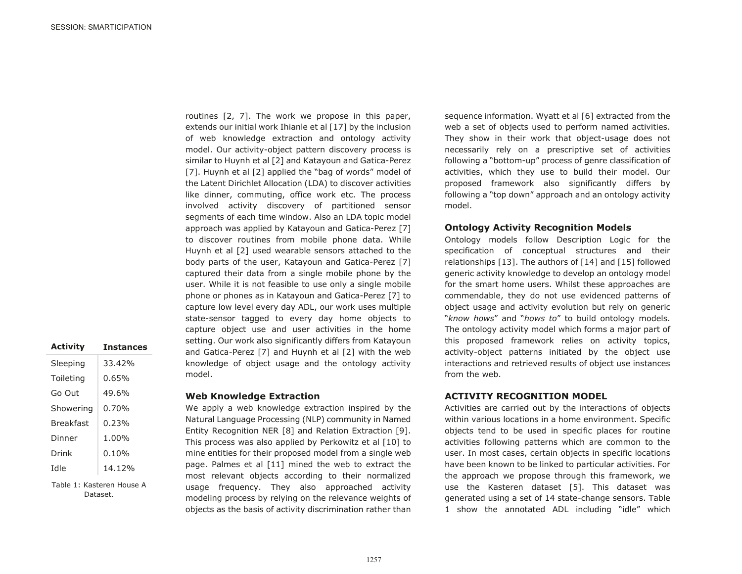routines [2, 7]. The work we propose in this paper, extends our initial work Ihianle et al [17] by the inclusion of web knowledge extraction and ontology activity model. Our activity-object pattern discovery process is similar to Huynh et al [2] and Katayoun and Gatica-Perez [7]. Huynh et al [2] applied the "bag of words" model of the Latent Dirichlet Allocation (LDA) to discover activities like dinner, commuting, office work etc. The process involved activity discovery of partitioned sensor segments of each time window. Also an LDA topic model approach was applied by Katayoun and Gatica-Perez [7] to discover routines from mobile phone data. While Huynh et al [2] used wearable sensors attached to the body parts of the user, Katayoun and Gatica-Perez [7] captured their data from a single mobile phone by the user. While it is not feasible to use only a single mobile phone or phones as in Katayoun and Gatica-Perez [7] to capture low level every day ADL, our work uses multiple state-sensor tagged to every day home objects to capture object use and user activities in the home setting. Our work also significantly differs from Katayoun and Gatica-Perez [7] and Huynh et al [2] with the web knowledge of object usage and the ontology activity model.

### Web Knowledge Extraction

We apply a web knowledge extraction inspired by the Natural Language Processing (NLP) community in Named Entity Recognition NER [8] and Relation Extraction [9]. This process was also applied by Perkowitz et al [10] to mine entities for their proposed model from a single web page. Palmes et al [11] mined the web to extract the most relevant objects according to their normalized usage frequency. They also approached activity modeling process by relying on the relevance weights of objects as the basis of activity discrimination rather than sequence information. Wyatt et al [6] extracted from the web a set of objects used to perform named activities. They show in their work that object-usage does not necessarily rely on a prescriptive set of activities following a "bottom-up" process of genre classification of activities, which they use to build their model. Our proposed framework also significantly differs by following a "top down" approach and an ontology activity model.

### Ontology Activity Recognition Models

Ontology models follow Description Logic for the specification of conceptual structures and their relationships [13]. The authors of [14] and [15] followed generic activity knowledge to develop an ontology model for the smart home users. Whilst these approaches are commendable, they do not use evidenced patterns of object usage and activity evolution but rely on generic "*know hows*" and "*hows to*" to build ontology models. The ontology activity model which forms a major part of this proposed framework relies on activity topics, activity-object patterns initiated by the object use interactions and retrieved results of object use instances from the web.

## ACTIVITY RECOGNITION MODEL

Activities are carried out by the interactions of objects within various locations in a home environment. Specific objects tend to be used in specific places for routine activities following patterns which are common to the user. In most cases, certain objects in specific locations have been known to be linked to particular activities. For the approach we propose through this framework, we use the Kasteren dataset [5]. This dataset was generated using a set of 14 state-change sensors. Table 1 show the annotated ADL including "idle" which

| Activity | Instances |
|---|---|
| Sleeping | 33.42% |
| Toileting | 0.65% |
| Go Out | 49.6% |
| Showering | 0.70% |
| Breakfast | 0.23% |
| Dinner | 1.00% |
| Drink | 0.10% |
| Idle | 14.12% |

Table 1: Kasteren House A Dataset.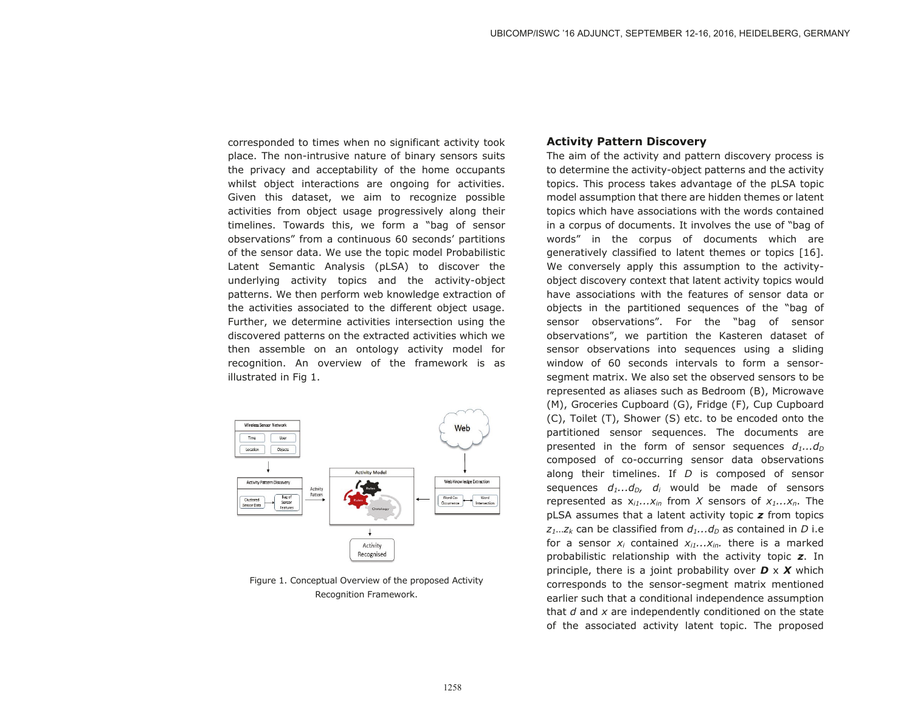corresponded to times when no significant activity took place. The non-intrusive nature of binary sensors suits the privacy and acceptability of the home occupants whilst object interactions are ongoing for activities. Given this dataset, we aim to recognize possible activities from object usage progressively along their timelines. Towards this, we form a "bag of sensor observations" from a continuous 60 seconds' partitions of the sensor data. We use the topic model Probabilistic Latent Semantic Analysis (pLSA) to discover the underlying activity topics and the activity-object patterns. We then perform web knowledge extraction of the activities associated to the different object usage. Further, we determine activities intersection using the discovered patterns on the extracted activities which we then assemble on an ontology activity model for recognition. An overview of the framework is as illustrated in Fig 1.

Figure 1. Conceptual Overview of the proposed Activity Recognition Framework.

## Activity Pattern Discovery

The aim of the activity and pattern discovery process is to determine the activity-object patterns and the activity topics. This process takes advantage of the pLSA topic model assumption that there are hidden themes or latent topics which have associations with the words contained in a corpus of documents. It involves the use of "bag of words" in the corpus of documents which are generatively classified to latent themes or topics [16]. We conversely apply this assumption to the activity-object discovery context that latent activity topics would have associations with the features of sensor data or objects in the partitioned sequences of the "bag of sensor observations". For the "bag of sensor observations", we partition the Kasteren dataset of sensor observations into sequences using a sliding window of 60 seconds intervals to form a sensor-segment matrix. We also set the observed sensors to be represented as aliases such as Bedroom (B), Microwave (M), Groceries Cupboard (G), Fridge (F), Cup Cupboard (C), Toilet (T), Shower (S) etc. to be encoded onto the partitioned sensor sequences. The documents are presented in the form of sensor sequences $d_1 \ldots d_D$ composed of co-occurring sensor data observations along their timelines. If $D$ is composed of sensor sequences $d_1 \ldots d_D$, $d_i$ would be made of sensors represented as $x_{i1} \ldots x_{in}$ from $X$ sensors of $x_1 \ldots x_n$. The pLSA assumes that a latent activity topic $\boldsymbol{z}$ from topics $z_1 \ldots z_k$ can be classified from $d_1 \ldots d_D$ as contained in $D$ i.e for a sensor $x_i$ contained $x_{i1} \ldots x_{in}$. there is a marked probabilistic relationship with the activity topic $\boldsymbol{z}$. In principle, there is a joint probability over $\boldsymbol{D} \times \boldsymbol{X}$ which corresponds to the sensor-segment matrix mentioned earlier such that a conditional independence assumption that $d$ and $x$ are independently conditioned on the state of the associated activity latent topic. The proposed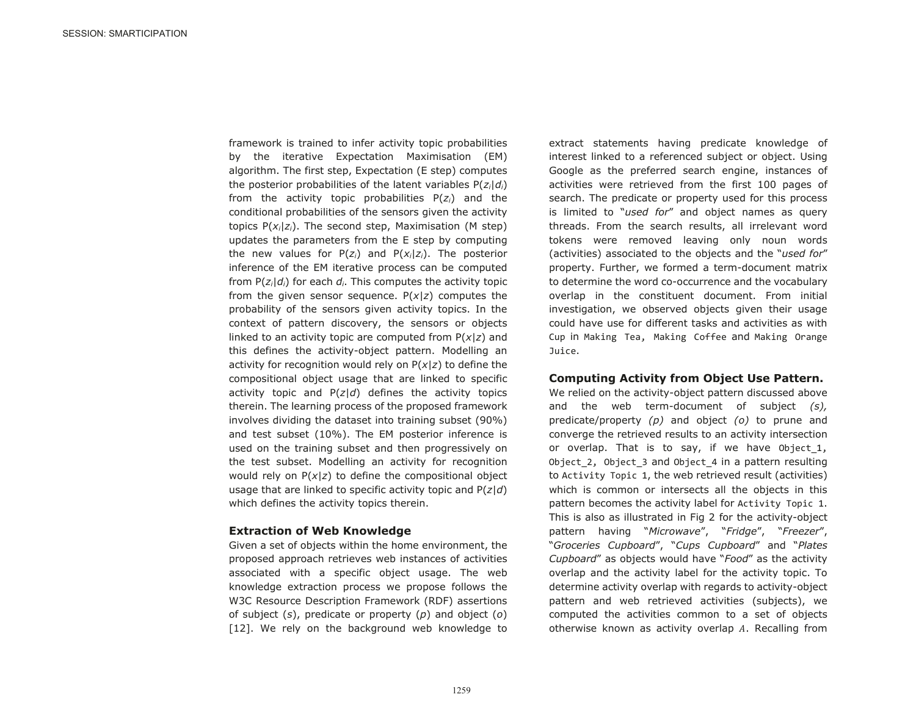framework is trained to infer activity topic probabilities by the iterative Expectation Maximisation (EM) algorithm. The first step, Expectation (E step) computes the posterior probabilities of the latent variables $P(z_i|d_i)$ from the activity topic probabilities $P(z_i)$ and the conditional probabilities of the sensors given the activity topics $P(x_i|z_i)$. The second step, Maximisation (M step) updates the parameters from the E step by computing the new values for $P(z_i)$ and $P(x_i|z_i)$. The posterior inference of the EM iterative process can be computed from $P(z_i|d_i)$ for each $d_i$. This computes the activity topic from the given sensor sequence. $P(x|z)$ computes the probability of the sensors given activity topics. In the context of pattern discovery, the sensors or objects linked to an activity topic are computed from $P(x|z)$ and this defines the activity-object pattern. Modelling an activity for recognition would rely on $P(x|z)$ to define the compositional object usage that are linked to specific activity topic and $P(z|d)$ defines the activity topics therein. The learning process of the proposed framework involves dividing the dataset into training subset (90%) and test subset (10%). The EM posterior inference is used on the training subset and then progressively on the test subset. Modelling an activity for recognition would rely on $P(x|z)$ to define the compositional object usage that are linked to specific activity topic and $P(z|d)$ which defines the activity topics therein.

### Extraction of Web Knowledge

Given a set of objects within the home environment, the proposed approach retrieves web instances of activities associated with a specific object usage. The web knowledge extraction process we propose follows the W3C Resource Description Framework (RDF) assertions of subject (*s*), predicate or property (*p*) and object (*o*) [12]. We rely on the background web knowledge to extract statements having predicate knowledge of interest linked to a referenced subject or object. Using Google as the preferred search engine, instances of activities were retrieved from the first 100 pages of search. The predicate or property used for this process is limited to "*used for*" and object names as query threads. From the search results, all irrelevant word tokens were removed leaving only noun words (activities) associated to the objects and the "*used for*" property. Further, we formed a term-document matrix to determine the word co-occurrence and the vocabulary overlap in the constituent document. From initial investigation, we observed objects given their usage could have use for different tasks and activities as with `Cup` in `Making Tea`, `Making Coffee` and `Making Orange Juice`.

### Computing Activity from Object Use Pattern.

We relied on the activity-object pattern discussed above and the web term-document of subject *(s)*, predicate/property *(p)* and object *(o)* to prune and converge the retrieved results to an activity intersection or overlap. That is to say, if we have `Object_1`, `Object_2`, `Object_3` and `Object_4` in a pattern resulting to `Activity Topic 1`, the web retrieved result (activities) which is common or intersects all the objects in this pattern becomes the activity label for `Activity Topic 1`. This is also as illustrated in Fig 2 for the activity-object pattern having "*Microwave*", "*Fridge*", "*Freezer*", "*Groceries Cupboard*", "*Cups Cupboard*" and "*Plates Cupboard*" as objects would have "*Food*" as the activity overlap and the activity label for the activity topic. To determine activity overlap with regards to activity-object pattern and web retrieved activities (subjects), we computed the activities common to a set of objects otherwise known as activity overlap $A$. Recalling from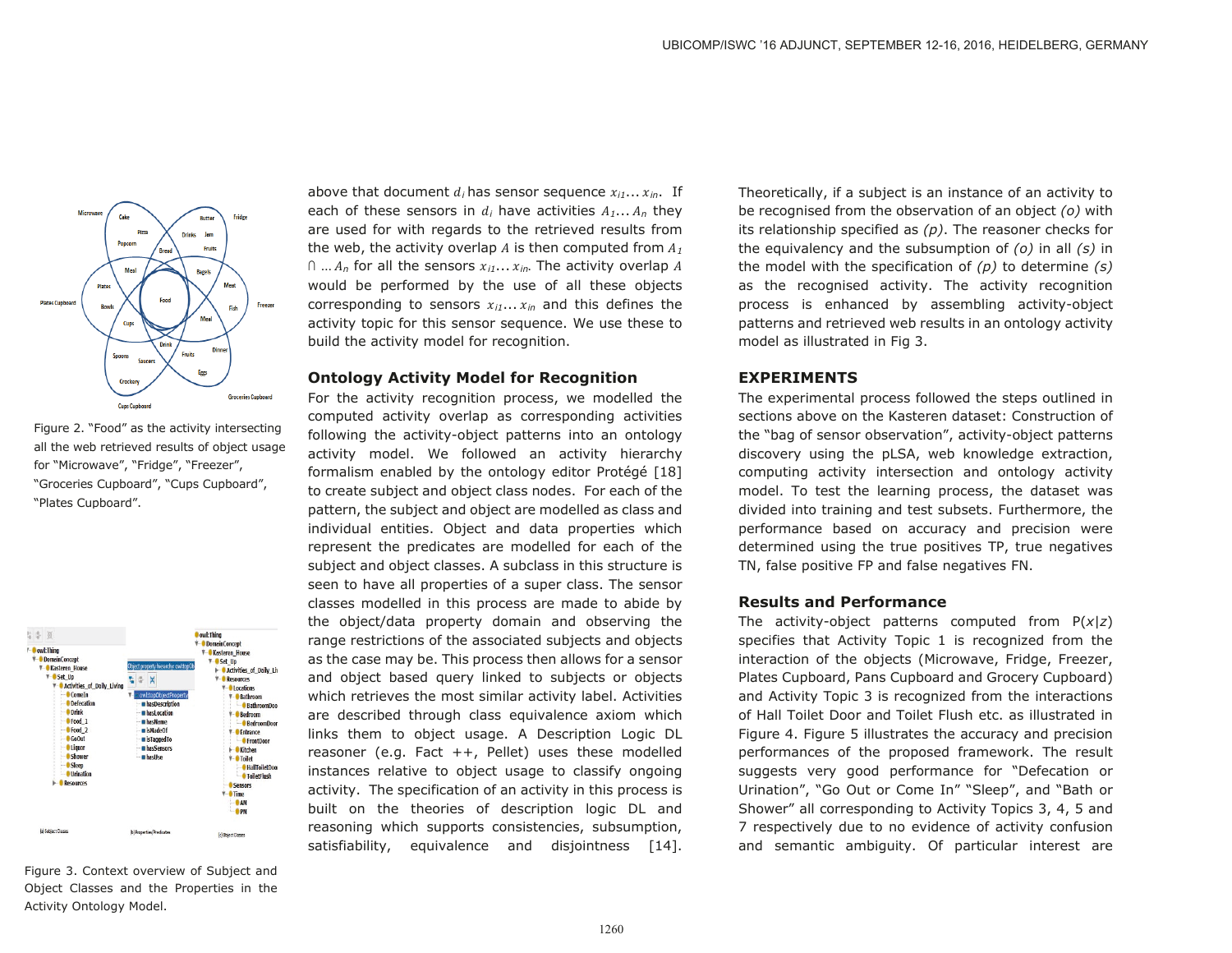Figure 2. "Food" as the activity intersecting all the web retrieved results of object usage for "Microwave", "Fridge", "Freezer", "Groceries Cupboard", "Cups Cupboard", "Plates Cupboard".

Figure 3. Context overview of Subject and Object Classes and the Properties in the Activity Ontology Model.

above that document $d_i$ has sensor sequence $x_{i1}... x_{in}$. If each of these sensors in $d_i$ have activities $A_1... A_n$ they are used for with regards to the retrieved results from the web, the activity overlap $A$ is then computed from $A_1 \cap ... A_n$ for all the sensors $x_{i1}... x_{in}$. The activity overlap $A$ would be performed by the use of all these objects corresponding to sensors $x_{i1}... x_{in}$ and this defines the activity topic for this sensor sequence. We use these to build the activity model for recognition.

### Ontology Activity Model for Recognition

For the activity recognition process, we modelled the computed activity overlap as corresponding activities following the activity-object patterns into an ontology activity model. We followed an activity hierarchy formalism enabled by the ontology editor Protégé [18] to create subject and object class nodes. For each of the pattern, the subject and object are modelled as class and individual entities. Object and data properties which represent the predicates are modelled for each of the subject and object classes. A subclass in this structure is seen to have all properties of a super class. The sensor classes modelled in this process are made to abide by the object/data property domain and observing the range restrictions of the associated subjects and objects as the case may be. This process then allows for a sensor and object based query linked to subjects or objects which retrieves the most similar activity label. Activities are described through class equivalence axiom which links them to object usage. A Description Logic DL reasoner (e.g. Fact ++, Pellet) uses these modelled instances relative to object usage to classify ongoing activity. The specification of an activity in this process is built on the theories of description logic DL and reasoning which supports consistencies, subsumption, satisfiability, equivalence and disjointness [14]. Theoretically, if a subject is an instance of an activity to be recognised from the observation of an object *(o)* with its relationship specified as *(p)*. The reasoner checks for the equivalency and the subsumption of *(o)* in all *(s)* in the model with the specification of *(p)* to determine *(s)* as the recognised activity. The activity recognition process is enhanced by assembling activity-object patterns and retrieved web results in an ontology activity model as illustrated in Fig 3.

## EXPERIMENTS

The experimental process followed the steps outlined in sections above on the Kasteren dataset: Construction of the "bag of sensor observation", activity-object patterns discovery using the pLSA, web knowledge extraction, computing activity intersection and ontology activity model. To test the learning process, the dataset was divided into training and test subsets. Furthermore, the performance based on accuracy and precision were determined using the true positives TP, true negatives TN, false positive FP and false negatives FN.

### Results and Performance

The activity-object patterns computed from $P(x|z)$ specifies that Activity Topic 1 is recognized from the interaction of the objects (Microwave, Fridge, Freezer, Plates Cupboard, Pans Cupboard and Grocery Cupboard) and Activity Topic 3 is recognized from the interactions of Hall Toilet Door and Toilet Flush etc. as illustrated in Figure 4. Figure 5 illustrates the accuracy and precision performances of the proposed framework. The result suggests very good performance for "Defecation or Urination", "Go Out or Come In" "Sleep", and "Bath or Shower" all corresponding to Activity Topics 3, 4, 5 and 7 respectively due to no evidence of activity confusion and semantic ambiguity. Of particular interest are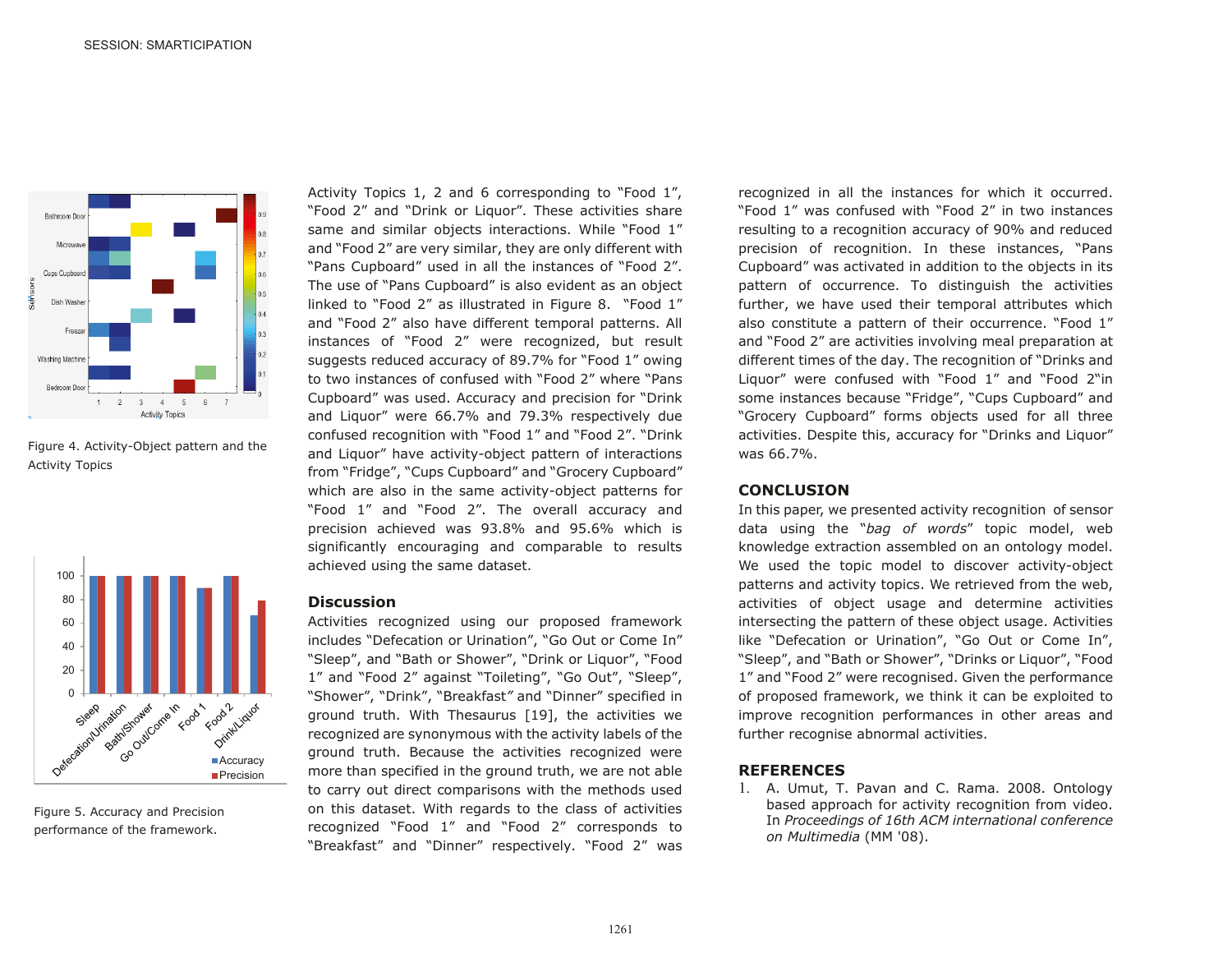Figure 4. Activity-Object pattern and the Activity Topics

Figure 5. Accuracy and Precision performance of the framework.

Activity Topics 1, 2 and 6 corresponding to "Food 1", "Food 2" and "Drink or Liquor". These activities share same and similar objects interactions. While "Food 1" and "Food 2" are very similar, they are only different with "Pans Cupboard" used in all the instances of "Food 2". The use of "Pans Cupboard" is also evident as an object linked to "Food 2" as illustrated in Figure 8. "Food 1" and "Food 2" also have different temporal patterns. All instances of "Food 2" were recognized, but result suggests reduced accuracy of 89.7% for "Food 1" owing to two instances of confused with "Food 2" where "Pans Cupboard" was used. Accuracy and precision for "Drink and Liquor" were 66.7% and 79.3% respectively due confused recognition with "Food 1" and "Food 2". "Drink and Liquor" have activity-object pattern of interactions from "Fridge", "Cups Cupboard" and "Grocery Cupboard" which are also in the same activity-object patterns for "Food 1" and "Food 2". The overall accuracy and precision achieved was 93.8% and 95.6% which is significantly encouraging and comparable to results achieved using the same dataset.

## Discussion

Activities recognized using our proposed framework includes "Defecation or Urination", "Go Out or Come In" "Sleep", and "Bath or Shower", "Drink or Liquor", "Food 1" and "Food 2" against "Toileting", "Go Out", "Sleep", "Shower", "Drink", "Breakfast" and "Dinner" specified in ground truth. With Thesaurus [19], the activities we recognized are synonymous with the activity labels of the ground truth. Because the activities recognized were more than specified in the ground truth, we are not able to carry out direct comparisons with the methods used on this dataset. With regards to the class of activities recognized "Food 1" and "Food 2" corresponds to "Breakfast" and "Dinner" respectively. "Food 2" was recognized in all the instances for which it occurred. "Food 1" was confused with "Food 2" in two instances resulting to a recognition accuracy of 90% and reduced precision of recognition. In these instances, "Pans Cupboard" was activated in addition to the objects in its pattern of occurrence. To distinguish the activities further, we have used their temporal attributes which also constitute a pattern of their occurrence. "Food 1" and "Food 2" are activities involving meal preparation at different times of the day. The recognition of "Drinks and Liquor" were confused with "Food 1" and "Food 2"in some instances because "Fridge", "Cups Cupboard" and "Grocery Cupboard" forms objects used for all three activities. Despite this, accuracy for "Drinks and Liquor" was 66.7%.

## CONCLUSION

In this paper, we presented activity recognition of sensor data using the "*bag of words*" topic model, web knowledge extraction assembled on an ontology model. We used the topic model to discover activity-object patterns and activity topics. We retrieved from the web, activities of object usage and determine activities intersecting the pattern of these object usage. Activities like "Defecation or Urination", "Go Out or Come In", "Sleep", and "Bath or Shower", "Drinks or Liquor", "Food 1" and "Food 2" were recognised. Given the performance of proposed framework, we think it can be exploited to improve recognition performances in other areas and further recognise abnormal activities.

## REFERENCES

1. A. Umut, T. Pavan and C. Rama. 2008. Ontology based approach for activity recognition from video. In *Proceedings of 16th ACM international conference on Multimedia* (MM '08).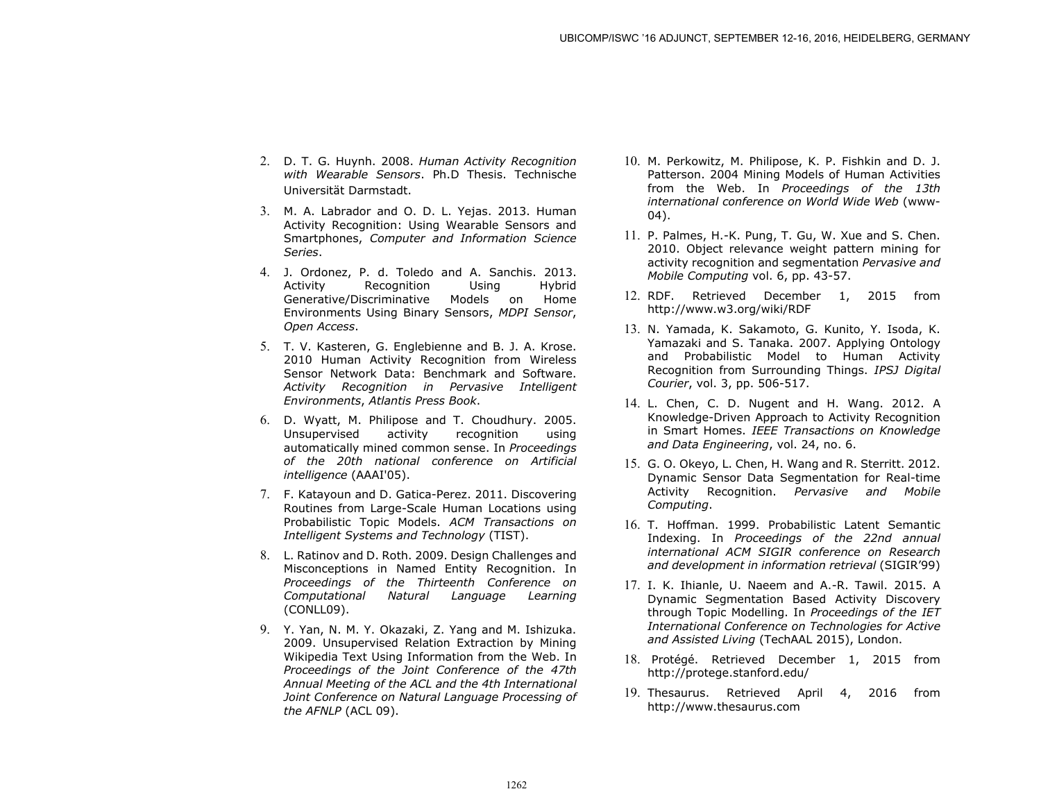2. D. T. G. Huynh. 2008. *Human Activity Recognition with Wearable Sensors*. Ph.D Thesis. Technische Universität Darmstadt.

3. M. A. Labrador and O. D. L. Yejas. 2013. Human Activity Recognition: Using Wearable Sensors and Smartphones, *Computer and Information Science Series*.

4. J. Ordonez, P. d. Toledo and A. Sanchis. 2013. Activity Recognition Using Hybrid Generative/Discriminative Models on Home Environments Using Binary Sensors, *MDPI Sensor*, *Open Access*.

5. T. V. Kasteren, G. Englebienne and B. J. A. Krose. 2010 Human Activity Recognition from Wireless Sensor Network Data: Benchmark and Software. *Activity Recognition in Pervasive Intelligent Environments*, *Atlantis Press Book*.

6. D. Wyatt, M. Philipose and T. Choudhury. 2005. Unsupervised activity recognition using automatically mined common sense. In *Proceedings of the 20th national conference on Artificial intelligence* (AAAI'05).

7. F. Katayoun and D. Gatica-Perez. 2011. Discovering Routines from Large-Scale Human Locations using Probabilistic Topic Models. *ACM Transactions on Intelligent Systems and Technology* (TIST).

8. L. Ratinov and D. Roth. 2009. Design Challenges and Misconceptions in Named Entity Recognition. In *Proceedings of the Thirteenth Conference on Computational Natural Language Learning* (CONLL09).

9. Y. Yan, N. M. Y. Okazaki, Z. Yang and M. Ishizuka. 2009. Unsupervised Relation Extraction by Mining Wikipedia Text Using Information from the Web. In *Proceedings of the Joint Conference of the 47th Annual Meeting of the ACL and the 4th International Joint Conference on Natural Language Processing of the AFNLP* (ACL 09).

10. M. Perkowitz, M. Philipose, K. P. Fishkin and D. J. Patterson. 2004 Mining Models of Human Activities from the Web. In *Proceedings of the 13th international conference on World Wide Web* (www-04).

11. P. Palmes, H.-K. Pung, T. Gu, W. Xue and S. Chen. 2010. Object relevance weight pattern mining for activity recognition and segmentation *Pervasive and Mobile Computing* vol. 6, pp. 43-57.

12. RDF. Retrieved December 1, 2015 from http://www.w3.org/wiki/RDF

13. N. Yamada, K. Sakamoto, G. Kunito, Y. Isoda, K. Yamazaki and S. Tanaka. 2007. Applying Ontology and Probabilistic Model to Human Activity Recognition from Surrounding Things. *IPSJ Digital Courier*, vol. 3, pp. 506-517.

14. L. Chen, C. D. Nugent and H. Wang. 2012. A Knowledge-Driven Approach to Activity Recognition in Smart Homes. *IEEE Transactions on Knowledge and Data Engineering*, vol. 24, no. 6.

15. G. O. Okeyo, L. Chen, H. Wang and R. Sterritt. 2012. Dynamic Sensor Data Segmentation for Real-time Activity Recognition. *Pervasive and Mobile Computing*.

16. T. Hoffman. 1999. Probabilistic Latent Semantic Indexing. In *Proceedings of the 22nd annual international ACM SIGIR conference on Research and development in information retrieval* (SIGIR'99)

17. I. K. Ihianle, U. Naeem and A.-R. Tawil. 2015. A Dynamic Segmentation Based Activity Discovery through Topic Modelling. In *Proceedings of the IET International Conference on Technologies for Active and Assisted Living* (TechAAL 2015), London.

18. Protégé. Retrieved December 1, 2015 from http://protege.stanford.edu/

19. Thesaurus. Retrieved April 4, 2016 from http://www.thesaurus.com